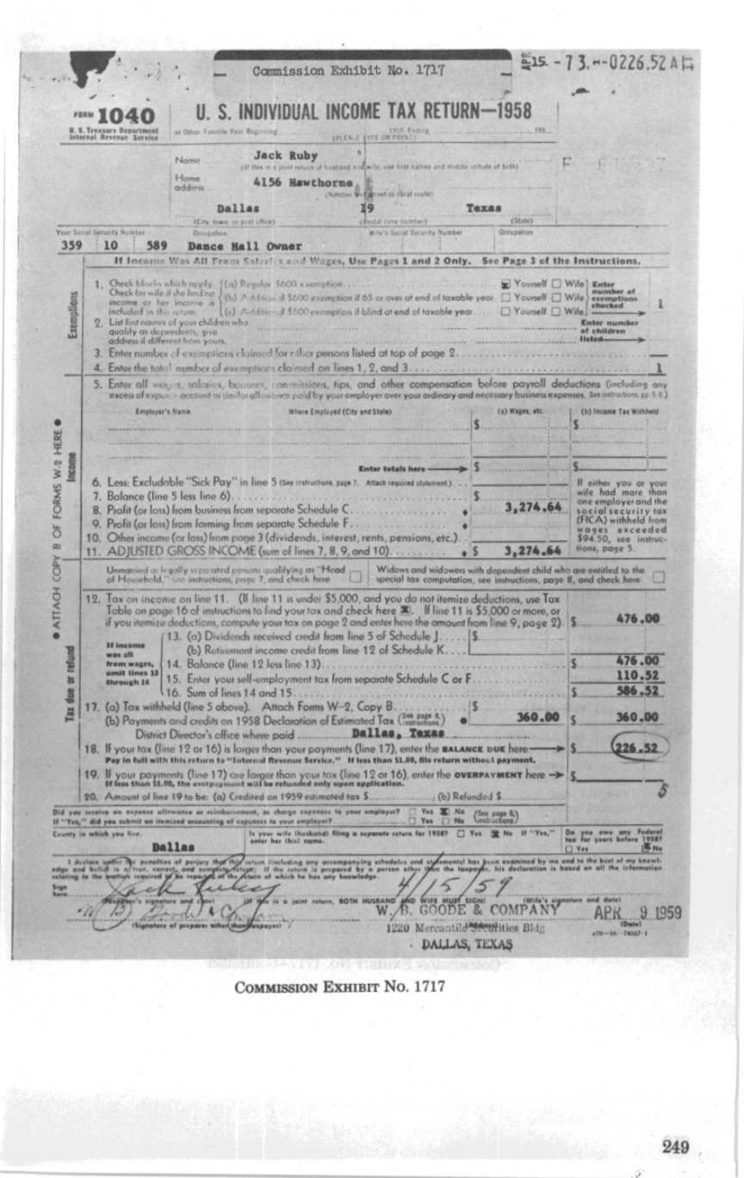Commission Exhibit No. 1717

15-73-0226.52 A

# FORM 1040 — U. S. INDIVIDUAL INCOME TAX RETURN—1958

U. S. Treasury Department, Internal Revenue Service

or Other Taxable Year Beginning ............, 1958, Ending ............, 19......

(PLEASE TYPE OR PRINT)

**Name:** Jack Ruby
(If this is a joint return of husband and wife, use first names and middle initials of both)

**Home address:** 4156 Hawthorne
(Number and street or rural route)

Dallas (City, town, or post office) — 19 (Postal zone number) — Texas (State)

**Your Social Security Number:** 359 10 589

**Occupation:** Dance Hall Owner

Wife's Social Security Number — Occupation

**If Income Was All From Salaries and Wages, Use Pages 1 and 2 Only. See Page 3 of the Instructions.**

## Exemptions

1. Check blocks which apply. Check for wife if she had no income or her income is included in this return.
   - (a) Regular $600 exemption — ☒ Yourself ☐ Wife
   - (b) Additional $600 exemption if 65 or over at end of taxable year — ☐ Yourself ☐ Wife
   - (c) Additional $600 exemption if blind at end of taxable year — ☐ Yourself ☐ Wife
   - Enter number of exemptions checked: 1
2. List first names of your children who qualify as dependents; give address if different from yours. — Enter number of children listed
3. Enter number of exemptions claimed for other persons listed at top of page 2 — —
4. Enter the total number of exemptions claimed on lines 1, 2, and 3 — 1

## Income

5. Enter all wages, salaries, bonuses, commissions, tips, and other compensation before payroll deductions (including any excess of expense account or similar allowance paid by your employer over your ordinary and necessary business expenses. See instructions pp 5-6.)

| Employer's Name | Where Employed (City and State) | (a) Wages, etc. | (b) Income Tax Withheld |
|---|---|---|---|
| | | $ | $ |
| | Enter totals here | $ | $ |

6. Less: Excludable "Sick Pay" in line 5 (See instructions, page 7. Attach required statement.)
7. Balance (line 5 less line 6) — $
8. Profit (or loss) from business from separate Schedule C — 3,274.64
9. Profit (or loss) from farming from separate Schedule F
10. Other income (or loss) from page 3 (dividends, interest, rents, pensions, etc.)
11. ADJUSTED GROSS INCOME (sum of lines 7, 8, 9, and 10) — $ 3,274.64

If either you or your wife had more than one employer and the social security tax (FICA) withheld from wages exceeded $94.50, see instructions, page 5.

Unmarried or legally separated persons qualifying as "Head of Household," see instructions, page 7, and check here ☐

Widows and widowers with dependent child who are entitled to the special tax computation, see instructions, page 8, and check here ☐

## Tax due or refund

12. Tax on income on line 11. (If line 11 is under $5,000, and you do not itemize deductions, use Tax Table on page 16 of instructions to find your tax and check here ☒. If line 11 is $5,000 or more, or if you itemize deductions, compute your tax on page 2 and enter here the amount from line 9, page 2). — $ 476.00

If income was all from wages, omit lines 13 through 16:

13. (a) Dividends received credit from line 5 of Schedule J — $
    (b) Retirement income credit from line 12 of Schedule K
14. Balance (line 12 less line 13) — $ 476.00
15. Enter your self-employment tax from separate Schedule C or F — 110.52
16. Sum of lines 14 and 15 — $ 586.52
17. (a) Tax withheld (line 5 above). Attach Forms W-2, Copy B — $
    (b) Payments and credits on 1958 Declaration of Estimated Tax (See page 8 of instructions) — 360.00 — $ 360.00
    District Director's office where paid: Dallas, Texas
18. If your tax (line 12 or 16) is larger than your payments (line 17), enter the **BALANCE DUE** here — $ 226.52
    **Pay in full with this return to "Internal Revenue Service." If less than $1.00, file return without payment.**
19. If your payments (line 17) are larger than your tax (line 12 or 16), enter the **OVERPAYMENT** here — $
    **If less than $1.00, the overpayment will be refunded only upon application.**
20. Amount of line 19 to be: (a) Credited on 1959 estimated tax $ ........ (b) Refunded $ ........

Did you receive an expense allowance or reimbursement, or charge expenses to your employer? ☐ Yes ☒ No (See page 6 of instructions.)
If "Yes," did you submit an itemized accounting of expenses to your employer? ☐ Yes ☐ No

County in which you live: Dallas

Is your wife (husband) filing a separate return for 1958? ☐ Yes ☒ No If "Yes," enter her (his) name.

Do you owe any Federal tax for years before 1958? ☐ Yes ☒ No

I declare under the penalties of perjury that this return (including any accompanying schedules and statements) has been examined by me and to the best of my knowledge and belief is a true, correct, and complete return. If the return is prepared by a person other than the taxpayer, his declaration is based on all the information relating to the matters required to be reported in the return of which he has any knowledge.

Sign here: Jack Ruby — 4/15/59

(Wife's signature and date) (If this is a joint return, BOTH HUSBAND AND WIFE MUST SIGN)

W. B. Goode & Co. (Signature of preparer other than taxpayer) — W. B. GOODE & COMPANY, 1220 Mercantile Securities Bldg, DALLAS, TEXAS — APR 9 1959 (Date)

COMMISSION EXHIBIT No. 1717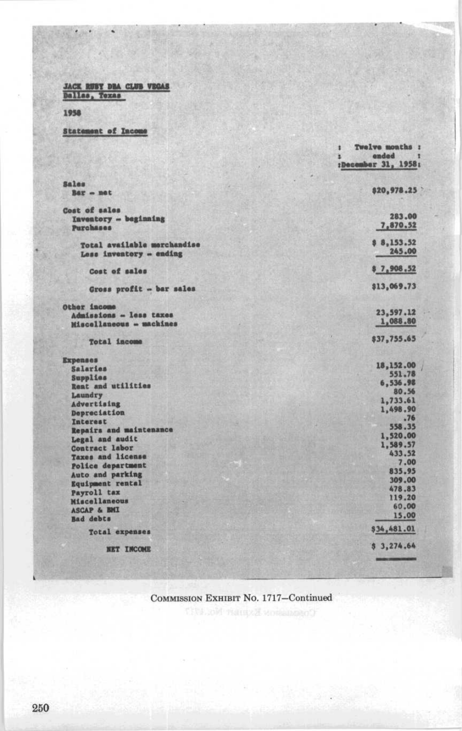**JACK RUBY DBA CLUB VEGAS**
**Dallas, Texas**

**1958**

**Statement of Income**

| | Twelve months ended December 31, 1958 |
|---|---|
| **Sales** | |
| Bar – net | $20,978.25 |
| **Cost of sales** | |
| Inventory – beginning | 283.00 |
| Purchases | 7,870.52 |
| Total available merchandise | $ 8,153.52 |
| Less inventory – ending | 245.00 |
| Cost of sales | $ 7,908.52 |
| Gross profit – bar sales | $13,069.73 |
| **Other income** | |
| Admissions – less taxes | 23,597.12 |
| Miscellaneous – machines | 1,088.80 |
| Total income | $37,755.65 |
| **Expenses** | |
| Salaries | 18,152.00 |
| Supplies | 551.78 |
| Rent and utilities | 6,536.98 |
| Laundry | 80.56 |
| Advertising | 1,733.61 |
| Depreciation | 1,498.90 |
| Interest | .76 |
| Repairs and maintenance | 558.35 |
| Legal and audit | 1,520.00 |
| Contract labor | 1,589.57 |
| Taxes and license | 433.52 |
| Police department | 7.00 |
| Auto and parking | 835.95 |
| Equipment rental | 309.00 |
| Payroll tax | 478.83 |
| Miscellaneous | 119.20 |
| ASCAP & BMI | 60.00 |
| Bad debts | 15.00 |
| Total expenses | $34,481.01 |
| NET INCOME | $ 3,274.64 |

COMMISSION EXHIBIT No. 1717—Continued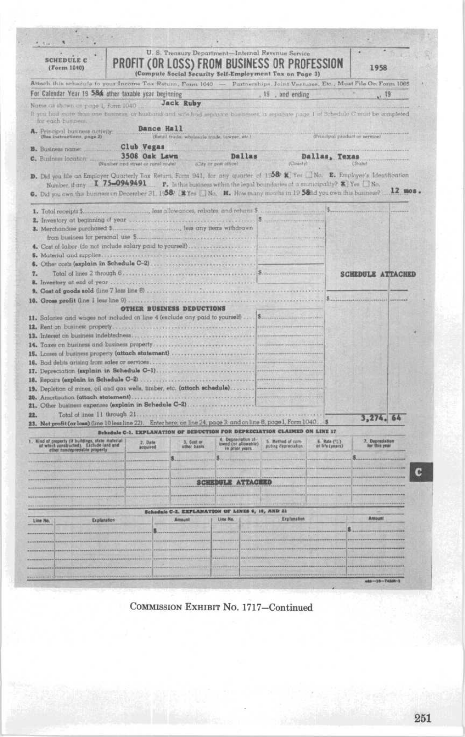**SCHEDULE C (Form 1040)**

U. S. Treasury Department—Internal Revenue Service

# PROFIT (OR LOSS) FROM BUSINESS OR PROFESSION

(Compute Social Security Self-Employment Tax on Page 3)

**1958**

Attach this schedule to your Income Tax Return, Form 1040 — Partnerships, Joint Ventures, Etc., Must File On Form 1065

For Calendar Year 19 58X other taxable year beginning ______, 19 , and ending ______, 19

Name as shown on page 1, Form 1040 **Jack Ruby**

If you had more than one business, or husband and wife had separate businesses, a separate page 1 of Schedule C must be completed for each business.

**A.** Principal business activity (See instructions, page 2): **Dance Hall** (Retail trade, wholesale trade, lawyer, etc.) (Principal product or service)

**B.** Business name: **Club Vegas**

**C.** Business location: **3508 Oak Lawn** (Number and street or rural route) **Dallas** (City or post office) **Dallas, Texas** (County) (State)

**D.** Did you file an Employer Quarterly Tax Return, Form 941, for any quarter of 1958? [X] Yes [ ] No. **E.** Employer's Identification Number, if any **I 75-0949491** **F.** Is this business within the legal boundaries of a municipality? [X] Yes [ ] No.

**G.** Did you own this business on December 31, 1958? [X] Yes [ ] No. **H.** How many months in 1958 did you own this business? **12 mos.**

1. Total receipts $______, less allowances, rebates, and returns $______ | $______
2. Inventory at beginning of year | $______
3. Merchandise purchased $______, less any items withdrawn from business for personal use $______
4. Cost of labor (do not include salary paid to yourself)
5. Material and supplies
6. Other costs (**explain in Schedule C-2**)
7. Total of lines 2 through 6 | $______
8. Inventory at end of year
9. **Cost of goods sold** (line 7 less line 8)
10. **Gross profit** (line 1 less line 9) | $______

**SCHEDULE ATTACHED**

**OTHER BUSINESS DEDUCTIONS**

11. Salaries and wages not included on line 4 (exclude any paid to yourself) | $______
12. Rent on business property
13. Interest on business indebtedness
14. Taxes on business and business property
15. Losses of business property (**attach statement**)
16. Bad debts arising from sales or services
17. Depreciation (**explain in Schedule C-1**)
18. Repairs (**explain in Schedule C-2**)
19. Depletion of mines, oil and gas wells, timber, etc. (**attach schedule**)
20. Amortization (**attach statement**)
21. Other business expenses (**explain in Schedule C-2**)
22. Total of lines 11 through 21
23. **Net profit (or loss)** (line 10 less line 22). Enter here; on line 24, page 3; and on line 8, page 1, Form 1040 | $ **3,274.64**

**Schedule C-1. EXPLANATION OF DEDUCTION FOR DEPRECIATION CLAIMED ON LINE 17**

| 1. Kind of property (if buildings, state material of which constructed). Exclude land and other nondepreciable property | 2. Date acquired | 3. Cost or other basis | 4. Depreciation allowed (or allowable) in prior years | 5. Method of computing depreciation | 6. Rate (%) or life (years) | 7. Depreciation for this year |
|---|---|---|---|---|---|---|
| | | $ | $ | | | $ |
| | | | **SCHEDULE ATTACHED** | | | |

**Schedule C-2. EXPLANATION OF LINES 6, 18, AND 21**

| Line No. | Explanation | Amount | Line No. | Explanation | Amount |
|---|---|---|---|---|---|
| | | $ | | | $ |

Commission Exhibit No. 1717—Continued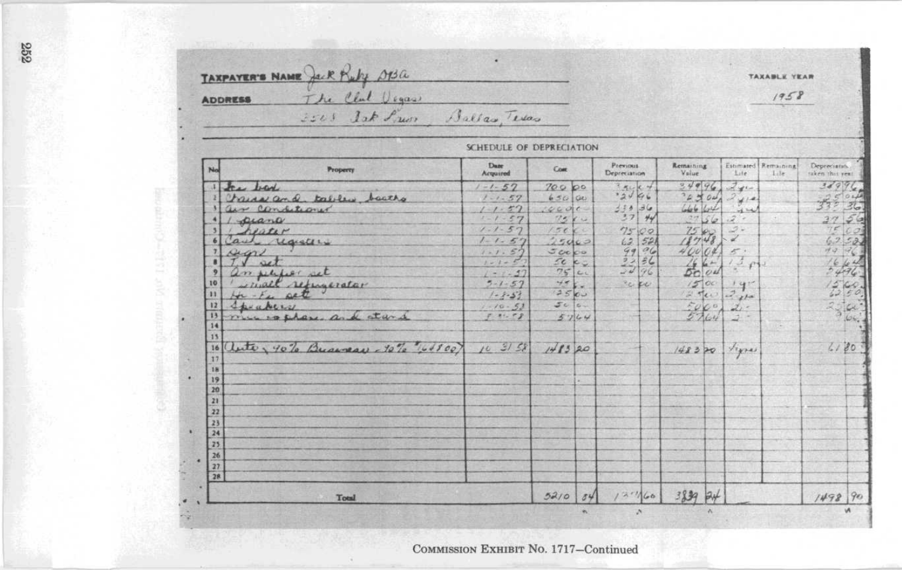**TAXPAYER'S NAME** Jack Ruby DBA

**ADDRESS** The Club Vegas
3508 Oak Lawn, Dallas, Texas

**TAXABLE YEAR** 1958

## SCHEDULE OF DEPRECIATION

| No | Property | Date Acquired | Cost | Previous Depreciation | Remaining Value | Estimated Life | Remaining Life | Depreciation taken this year |
|---|---|---|---|---|---|---|---|---|
| 1 | Ice bed | 1-1-57 | 700 00 | 350 04 | 349 96 | 2 yr | | 349 96 |
| 2 | Chairs and tables, booths | 1-1-57 | 650 00 | 324 96 | 325 04 | 2 yr | | 325 04 |
| 3 | Air conditioner | 1-1-57 | 1000 00 | 333 36 | 666 64 | 3 yr | | 333 36 |
| 4 | 1 piano | 1-1-57 | 75 00 | 37 44 | 37 56 | 2 | | 37 56 |
| 5 | 1 heater | 1-1-57 | 150 00 | 75 00 | 75 00 | 2 | | 75 00 |
| 6 | Cash registers | 1-1-57 | 250 00 | 62 52 | 187 48 | 4 | | 62 52 |
| 7 | Sign | 1-1-57 | 500 00 | 99 96 | 400 04 | 5 | | 99 96 |
| 8 | TV set | 1-1-57 | 50 00 | 33 36 | 16 64 | 1½ yr | | 16 64 |
| 9 | Amplifier set | 1-1-57 | 75 00 | 24 96 | 50 04 | 3 | | 24 96 |
| 10 | 1 small refrigerator | 3-1-57 | 45 00 | 30 00 | 15 00 | 1 yr | | 15 00 |
| 11 | Hi-Fi set | 1-3-58 | 125 00 | | 125 00 | 2 yr | | 62 50 |
| 12 | Speakers | 1-10-58 | 50 00 | | 50 00 | 2 | | 25 00 |
| 13 | microphone and stand | 8-11-58 | 57 64 | | 57 64 | 2 | | 9 60 |
| 14 | | | | | | | | |
| 15 | | | | | | | | |
| 16 | Auto, 40% Business - 40% of 3708.00 | 10-31-58 | 1483 20 | | 1483 20 | 4 yrs | | 61 80 |
| 17 | | | | | | | | |
| 18 | | | | | | | | |
| 19 | | | | | | | | |
| 20 | | | | | | | | |
| 21 | | | | | | | | |
| 22 | | | | | | | | |
| 23 | | | | | | | | |
| 24 | | | | | | | | |
| 25 | | | | | | | | |
| 26 | | | | | | | | |
| 27 | | | | | | | | |
| 28 | | | | | | | | |
| | **Total** | | 5210 84 | 1371 60 | 3839 24 | | | 1498 90 |

COMMISSION EXHIBIT No. 1717—Continued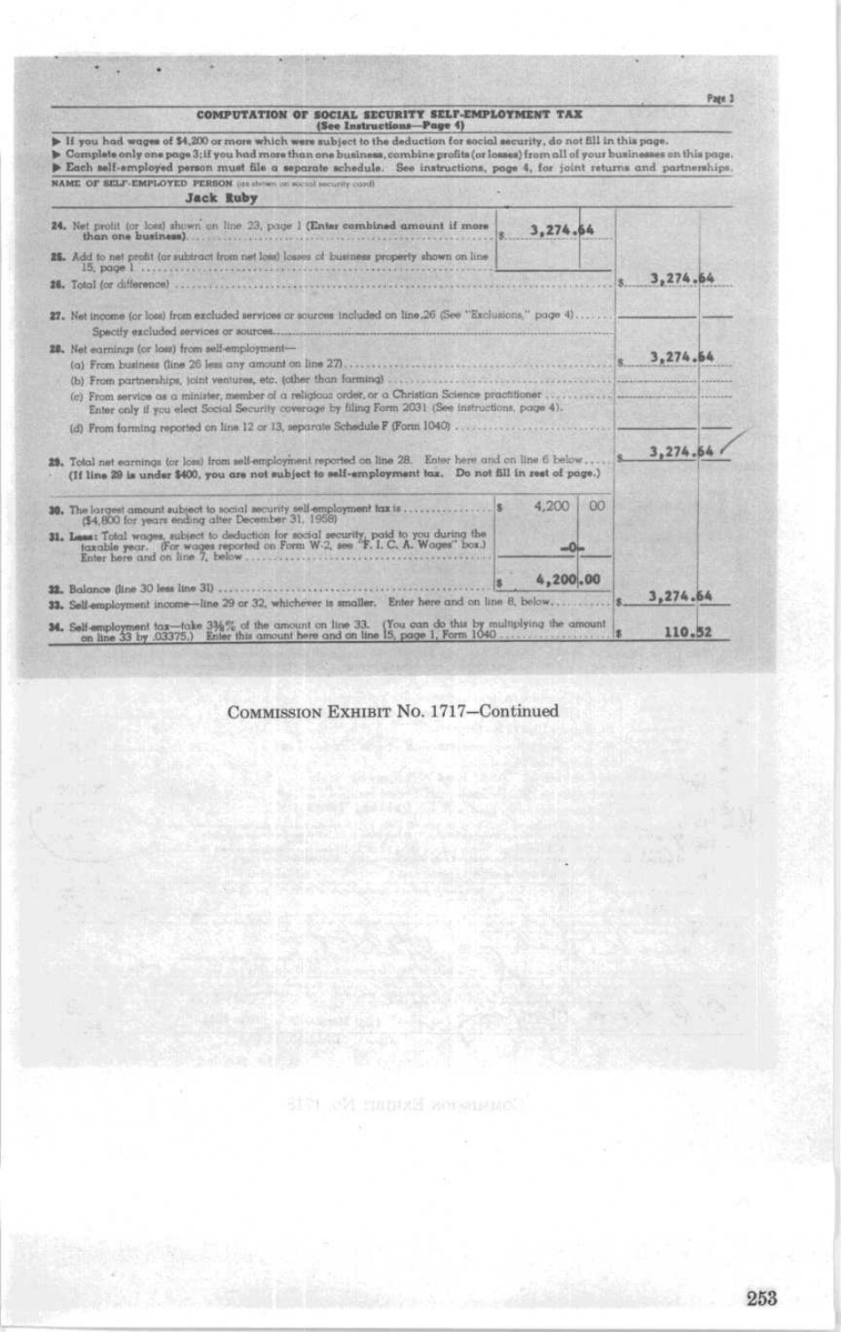## COMPUTATION OF SOCIAL SECURITY SELF-EMPLOYMENT TAX
**(See Instructions—Page 4)**

▶ If you had wages of $4,200 or more which were subject to the deduction for social security, do not fill in this page.
▶ Complete only one page 3; if you had more than one business, combine profits (or losses) from all of your businesses on this page.
▶ Each self-employed person must file a separate schedule. See instructions, page 4, for joint returns and partnerships.

NAME OF SELF-EMPLOYED PERSON (as shown on social security card)
**Jack Ruby**

| | | |
|---|---|---|
| **24.** Net profit (or loss) shown on line 23, page 1 **(Enter combined amount if more than one business)** | $ 3,274.64 | |
| **25.** Add to net profit (or subtract from net loss) losses of business property shown on line 15, page 1 | | |
| **26.** Total (or difference) | | $ 3,274.64 |
| **27.** Net income (or loss) from excluded services or sources included on line 26 (See "Exclusions," page 4). Specify excluded services or sources | | |
| **28.** Net earnings (or loss) from self-employment— | | |
| (a) From business (line 26 less any amount on line 27) | | $ 3,274.64 |
| (b) From partnerships, joint ventures, etc. (other than farming) | | |
| (c) From service as a minister, member of a religious order, or a Christian Science practitioner. Enter only if you elect Social Security coverage by filing Form 2031 (See instructions, page 4). | | |
| (d) From farming reported on line 12 or 13, separate Schedule F (Form 1040) | | |
| **29.** Total net earnings (or loss) from self-employment reported on line 28. Enter here and on line 6 below. **(If line 29 is under $400, you are not subject to self-employment tax. Do not fill in rest of page.)** | | $ 3,274.64 |
| **30.** The largest amount subject to social security self-employment tax is ($4,800 for years ending after December 31, 1958) | $ 4,200.00 | |
| **31. Less:** Total wages, subject to deduction for social security, paid to you during the taxable year. (For wages reported on Form W-2, see "F. I. C. A. Wages" box.) Enter here and on line 7, below | -0- | |
| **32.** Balance (line 30 less line 31) | $ 4,200.00 | |
| **33.** Self-employment income—line 29 or 32, whichever is smaller. Enter here and on line 8, below | | $ 3,274.64 |
| **34.** Self-employment tax—take 3⅜% of the amount on line 33. (You can do this by multiplying the amount on line 33 by .03375.) Enter this amount here and on line 15, page 1, Form 1040 | | $ 110.52 |

COMMISSION EXHIBIT No. 1717—Continued